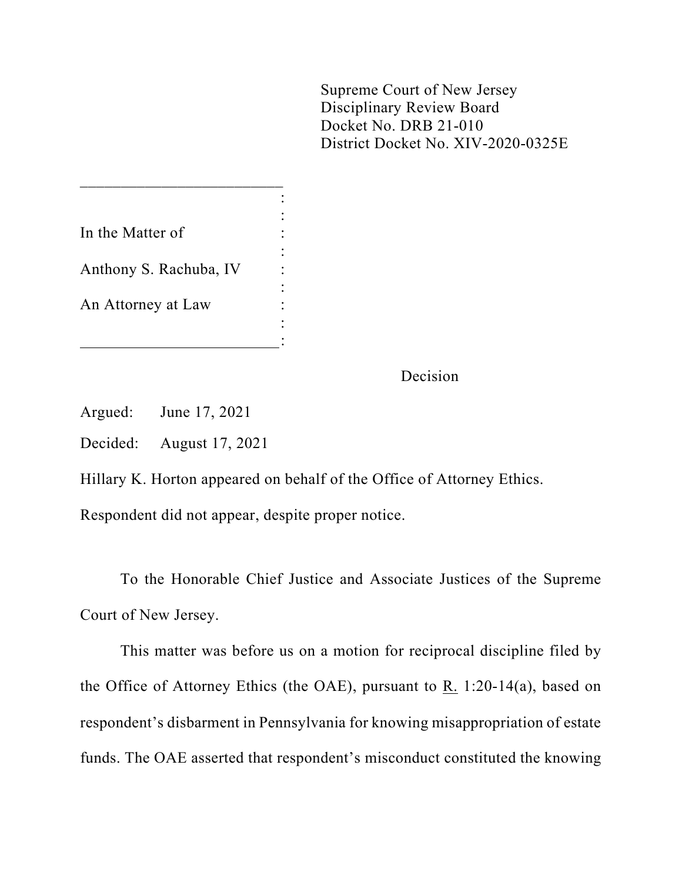Supreme Court of New Jersey
Disciplinary Review Board
Docket No. DRB 21-010
District Docket No. XIV-2020-0325E

In the Matter of

Anthony S. Rachuba, IV

An Attorney at Law

Decision

Argued: June 17, 2021

Decided: August 17, 2021

Hillary K. Horton appeared on behalf of the Office of Attorney Ethics.

Respondent did not appear, despite proper notice.

To the Honorable Chief Justice and Associate Justices of the Supreme Court of New Jersey.

This matter was before us on a motion for reciprocal discipline filed by the Office of Attorney Ethics (the OAE), pursuant to R. 1:20-14(a), based on respondent's disbarment in Pennsylvania for knowing misappropriation of estate funds. The OAE asserted that respondent's misconduct constituted the knowing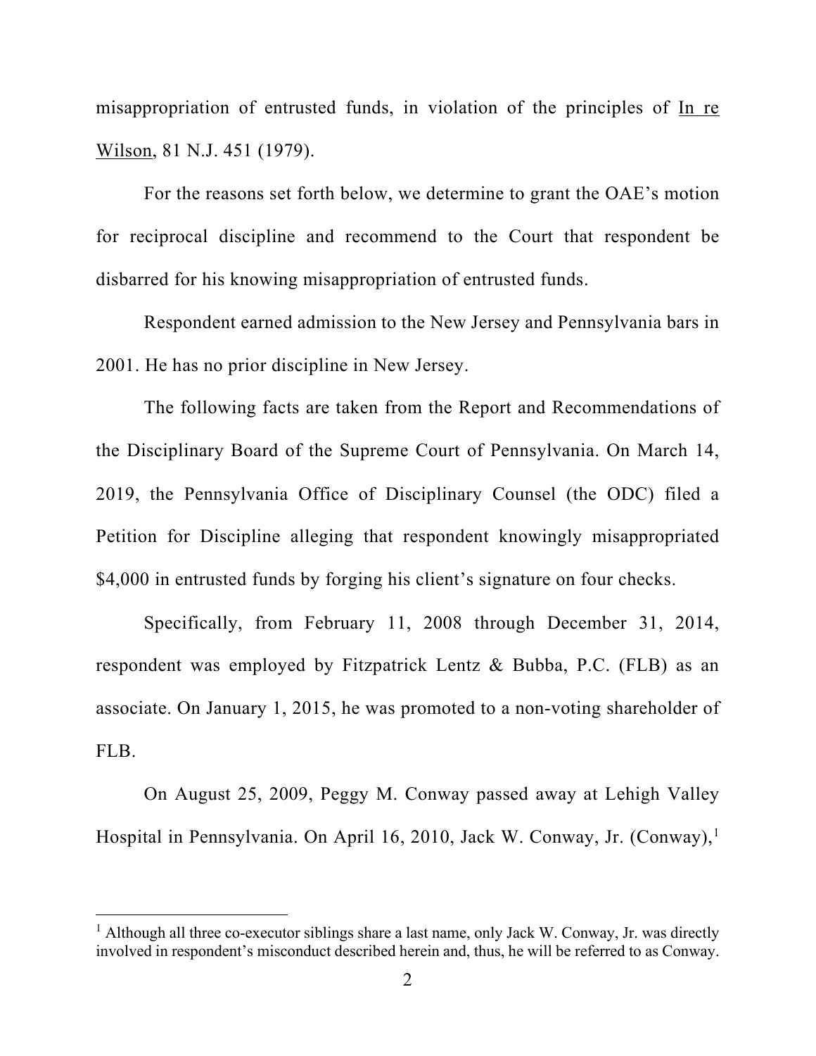misappropriation of entrusted funds, in violation of the principles of In re Wilson, 81 N.J. 451 (1979).

For the reasons set forth below, we determine to grant the OAE's motion for reciprocal discipline and recommend to the Court that respondent be disbarred for his knowing misappropriation of entrusted funds.

Respondent earned admission to the New Jersey and Pennsylvania bars in 2001. He has no prior discipline in New Jersey.

The following facts are taken from the Report and Recommendations of the Disciplinary Board of the Supreme Court of Pennsylvania. On March 14, 2019, the Pennsylvania Office of Disciplinary Counsel (the ODC) filed a Petition for Discipline alleging that respondent knowingly misappropriated $4,000 in entrusted funds by forging his client's signature on four checks.

Specifically, from February 11, 2008 through December 31, 2014, respondent was employed by Fitzpatrick Lentz & Bubba, P.C. (FLB) as an associate. On January 1, 2015, he was promoted to a non-voting shareholder of FLB.

On August 25, 2009, Peggy M. Conway passed away at Lehigh Valley Hospital in Pennsylvania. On April 16, 2010, Jack W. Conway, Jr. (Conway),[1]

[1] Although all three co-executor siblings share a last name, only Jack W. Conway, Jr. was directly involved in respondent's misconduct described herein and, thus, he will be referred to as Conway.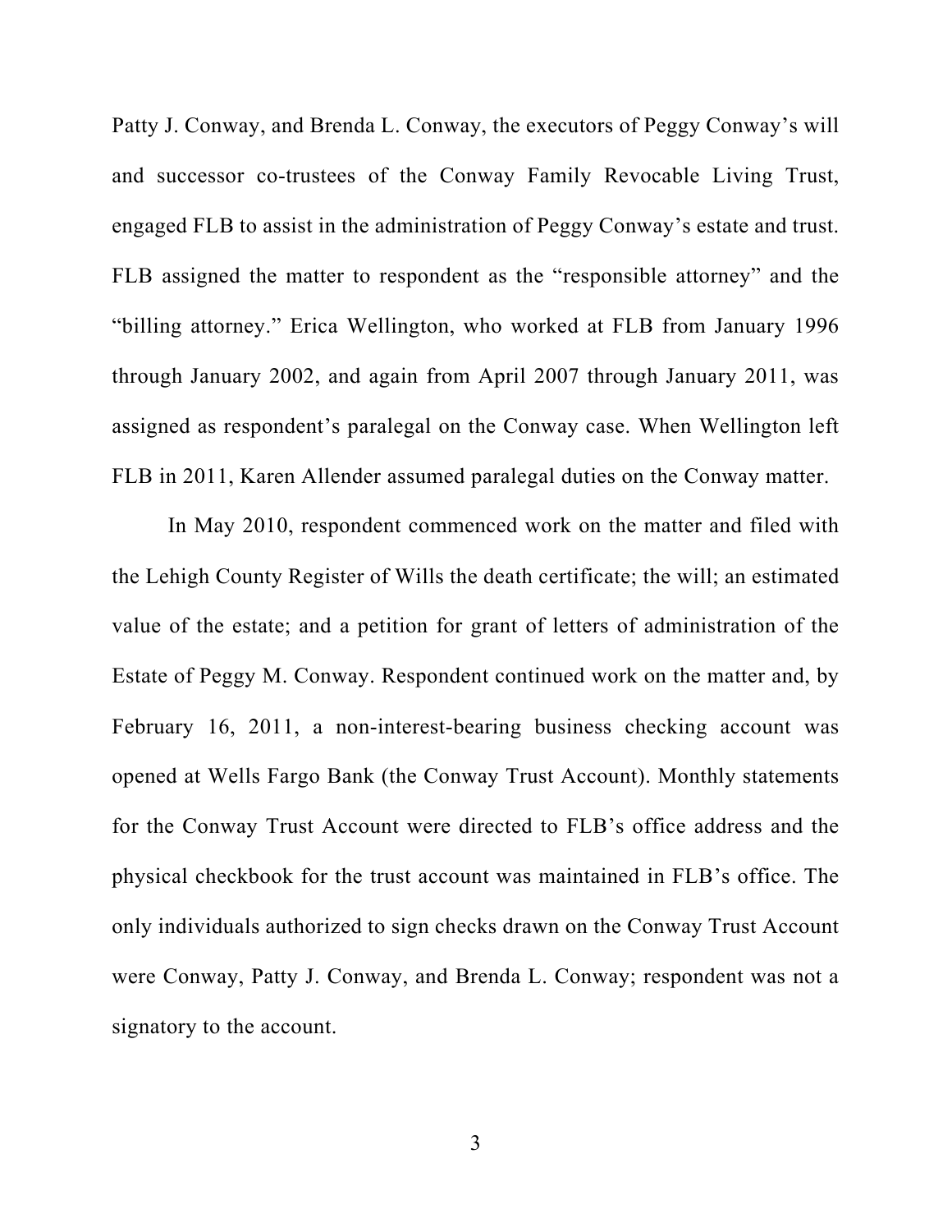Patty J. Conway, and Brenda L. Conway, the executors of Peggy Conway's will and successor co-trustees of the Conway Family Revocable Living Trust, engaged FLB to assist in the administration of Peggy Conway's estate and trust. FLB assigned the matter to respondent as the "responsible attorney" and the "billing attorney." Erica Wellington, who worked at FLB from January 1996 through January 2002, and again from April 2007 through January 2011, was assigned as respondent's paralegal on the Conway case. When Wellington left FLB in 2011, Karen Allender assumed paralegal duties on the Conway matter.

In May 2010, respondent commenced work on the matter and filed with the Lehigh County Register of Wills the death certificate; the will; an estimated value of the estate; and a petition for grant of letters of administration of the Estate of Peggy M. Conway. Respondent continued work on the matter and, by February 16, 2011, a non-interest-bearing business checking account was opened at Wells Fargo Bank (the Conway Trust Account). Monthly statements for the Conway Trust Account were directed to FLB's office address and the physical checkbook for the trust account was maintained in FLB's office. The only individuals authorized to sign checks drawn on the Conway Trust Account were Conway, Patty J. Conway, and Brenda L. Conway; respondent was not a signatory to the account.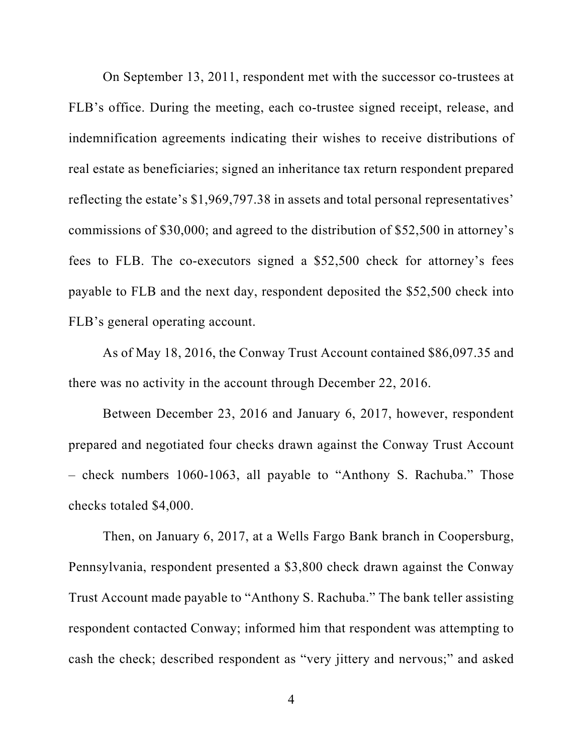On September 13, 2011, respondent met with the successor co-trustees at FLB's office. During the meeting, each co-trustee signed receipt, release, and indemnification agreements indicating their wishes to receive distributions of real estate as beneficiaries; signed an inheritance tax return respondent prepared reflecting the estate's $1,969,797.38 in assets and total personal representatives' commissions of $30,000; and agreed to the distribution of $52,500 in attorney's fees to FLB. The co-executors signed a $52,500 check for attorney's fees payable to FLB and the next day, respondent deposited the $52,500 check into FLB's general operating account.

As of May 18, 2016, the Conway Trust Account contained $86,097.35 and there was no activity in the account through December 22, 2016.

Between December 23, 2016 and January 6, 2017, however, respondent prepared and negotiated four checks drawn against the Conway Trust Account – check numbers 1060-1063, all payable to "Anthony S. Rachuba." Those checks totaled $4,000.

Then, on January 6, 2017, at a Wells Fargo Bank branch in Coopersburg, Pennsylvania, respondent presented a $3,800 check drawn against the Conway Trust Account made payable to "Anthony S. Rachuba." The bank teller assisting respondent contacted Conway; informed him that respondent was attempting to cash the check; described respondent as "very jittery and nervous;" and asked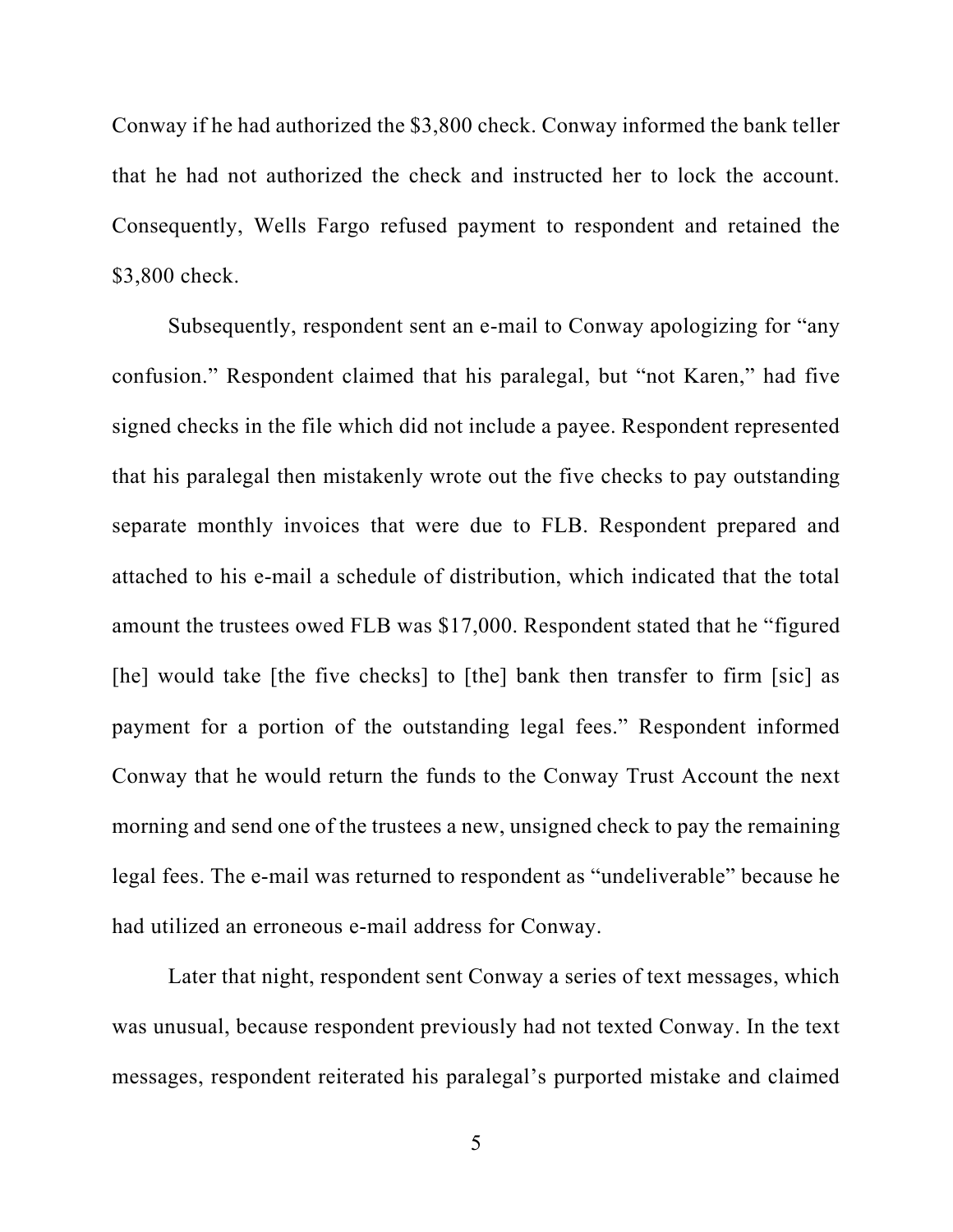Conway if he had authorized the $3,800 check. Conway informed the bank teller that he had not authorized the check and instructed her to lock the account. Consequently, Wells Fargo refused payment to respondent and retained the $3,800 check.

Subsequently, respondent sent an e-mail to Conway apologizing for "any confusion." Respondent claimed that his paralegal, but "not Karen," had five signed checks in the file which did not include a payee. Respondent represented that his paralegal then mistakenly wrote out the five checks to pay outstanding separate monthly invoices that were due to FLB. Respondent prepared and attached to his e-mail a schedule of distribution, which indicated that the total amount the trustees owed FLB was $17,000. Respondent stated that he "figured [he] would take [the five checks] to [the] bank then transfer to firm [sic] as payment for a portion of the outstanding legal fees." Respondent informed Conway that he would return the funds to the Conway Trust Account the next morning and send one of the trustees a new, unsigned check to pay the remaining legal fees. The e-mail was returned to respondent as "undeliverable" because he had utilized an erroneous e-mail address for Conway.

Later that night, respondent sent Conway a series of text messages, which was unusual, because respondent previously had not texted Conway. In the text messages, respondent reiterated his paralegal's purported mistake and claimed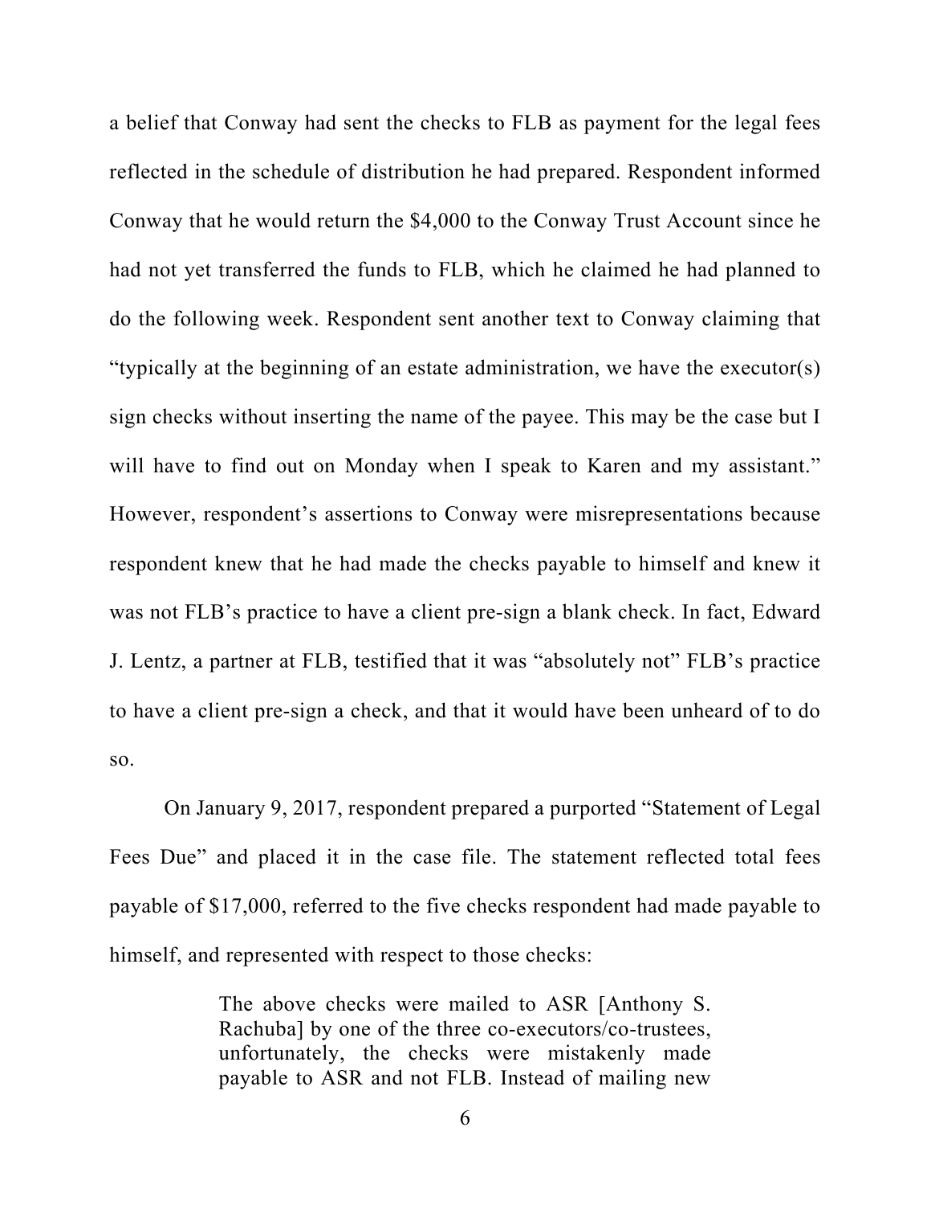a belief that Conway had sent the checks to FLB as payment for the legal fees reflected in the schedule of distribution he had prepared. Respondent informed Conway that he would return the $4,000 to the Conway Trust Account since he had not yet transferred the funds to FLB, which he claimed he had planned to do the following week. Respondent sent another text to Conway claiming that "typically at the beginning of an estate administration, we have the executor(s) sign checks without inserting the name of the payee. This may be the case but I will have to find out on Monday when I speak to Karen and my assistant." However, respondent's assertions to Conway were misrepresentations because respondent knew that he had made the checks payable to himself and knew it was not FLB's practice to have a client pre-sign a blank check. In fact, Edward J. Lentz, a partner at FLB, testified that it was "absolutely not" FLB's practice to have a client pre-sign a check, and that it would have been unheard of to do so.

On January 9, 2017, respondent prepared a purported "Statement of Legal Fees Due" and placed it in the case file. The statement reflected total fees payable of $17,000, referred to the five checks respondent had made payable to himself, and represented with respect to those checks:

> The above checks were mailed to ASR [Anthony S. Rachuba] by one of the three co-executors/co-trustees, unfortunately, the checks were mistakenly made payable to ASR and not FLB. Instead of mailing new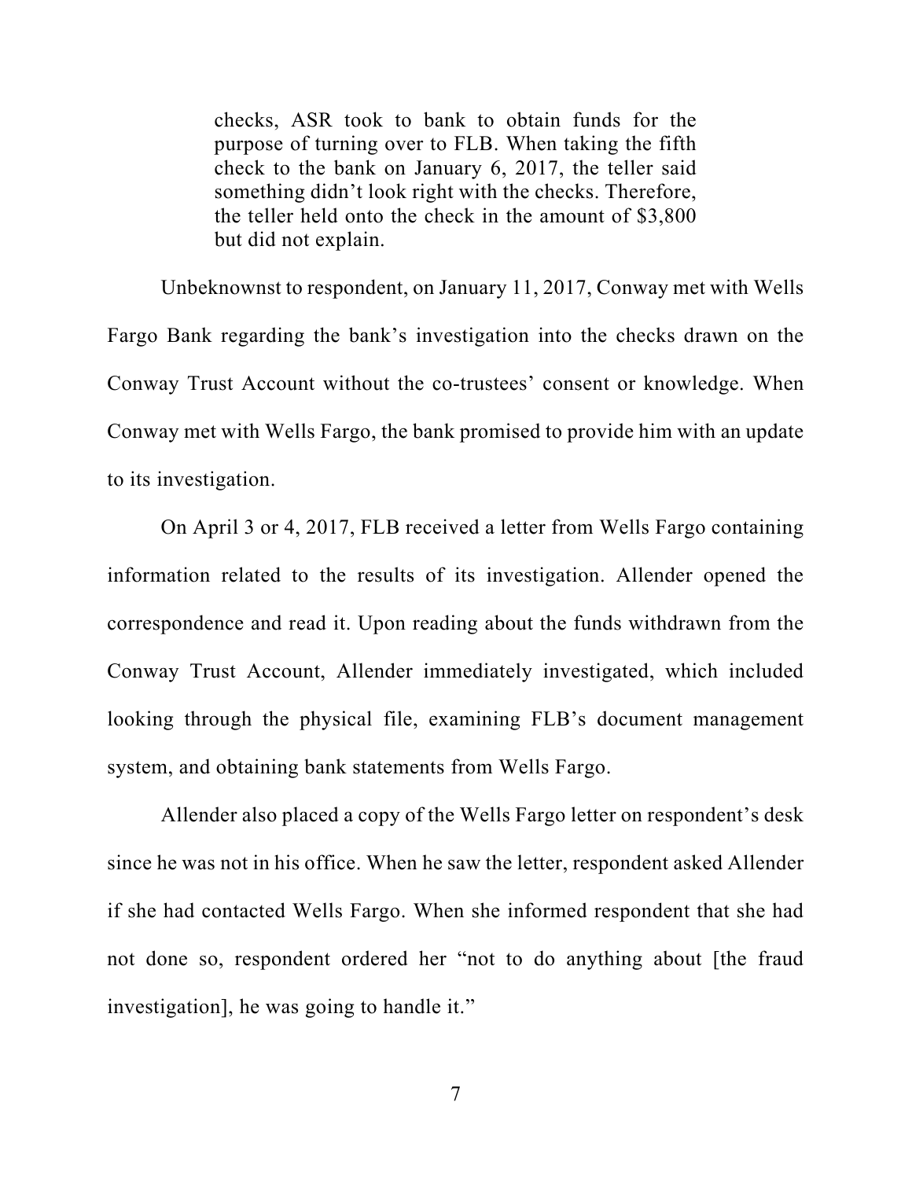> checks, ASR took to bank to obtain funds for the purpose of turning over to FLB. When taking the fifth check to the bank on January 6, 2017, the teller said something didn't look right with the checks. Therefore, the teller held onto the check in the amount of $3,800 but did not explain.

Unbeknownst to respondent, on January 11, 2017, Conway met with Wells Fargo Bank regarding the bank's investigation into the checks drawn on the Conway Trust Account without the co-trustees' consent or knowledge. When Conway met with Wells Fargo, the bank promised to provide him with an update to its investigation.

On April 3 or 4, 2017, FLB received a letter from Wells Fargo containing information related to the results of its investigation. Allender opened the correspondence and read it. Upon reading about the funds withdrawn from the Conway Trust Account, Allender immediately investigated, which included looking through the physical file, examining FLB's document management system, and obtaining bank statements from Wells Fargo.

Allender also placed a copy of the Wells Fargo letter on respondent's desk since he was not in his office. When he saw the letter, respondent asked Allender if she had contacted Wells Fargo. When she informed respondent that she had not done so, respondent ordered her "not to do anything about [the fraud investigation], he was going to handle it."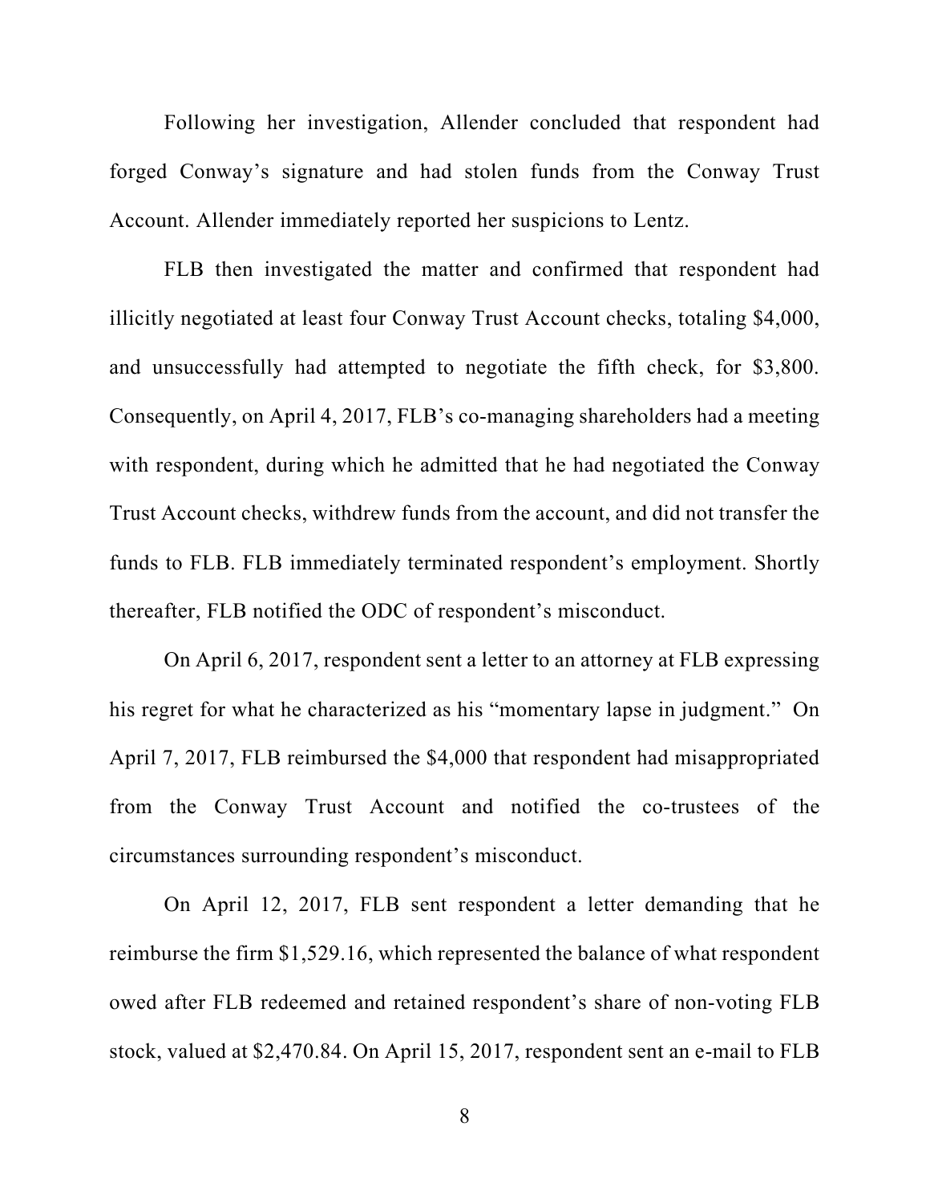Following her investigation, Allender concluded that respondent had forged Conway's signature and had stolen funds from the Conway Trust Account. Allender immediately reported her suspicions to Lentz.

FLB then investigated the matter and confirmed that respondent had illicitly negotiated at least four Conway Trust Account checks, totaling $4,000, and unsuccessfully had attempted to negotiate the fifth check, for $3,800. Consequently, on April 4, 2017, FLB's co-managing shareholders had a meeting with respondent, during which he admitted that he had negotiated the Conway Trust Account checks, withdrew funds from the account, and did not transfer the funds to FLB. FLB immediately terminated respondent's employment. Shortly thereafter, FLB notified the ODC of respondent's misconduct.

On April 6, 2017, respondent sent a letter to an attorney at FLB expressing his regret for what he characterized as his "momentary lapse in judgment." On April 7, 2017, FLB reimbursed the $4,000 that respondent had misappropriated from the Conway Trust Account and notified the co-trustees of the circumstances surrounding respondent's misconduct.

On April 12, 2017, FLB sent respondent a letter demanding that he reimburse the firm $1,529.16, which represented the balance of what respondent owed after FLB redeemed and retained respondent's share of non-voting FLB stock, valued at $2,470.84. On April 15, 2017, respondent sent an e-mail to FLB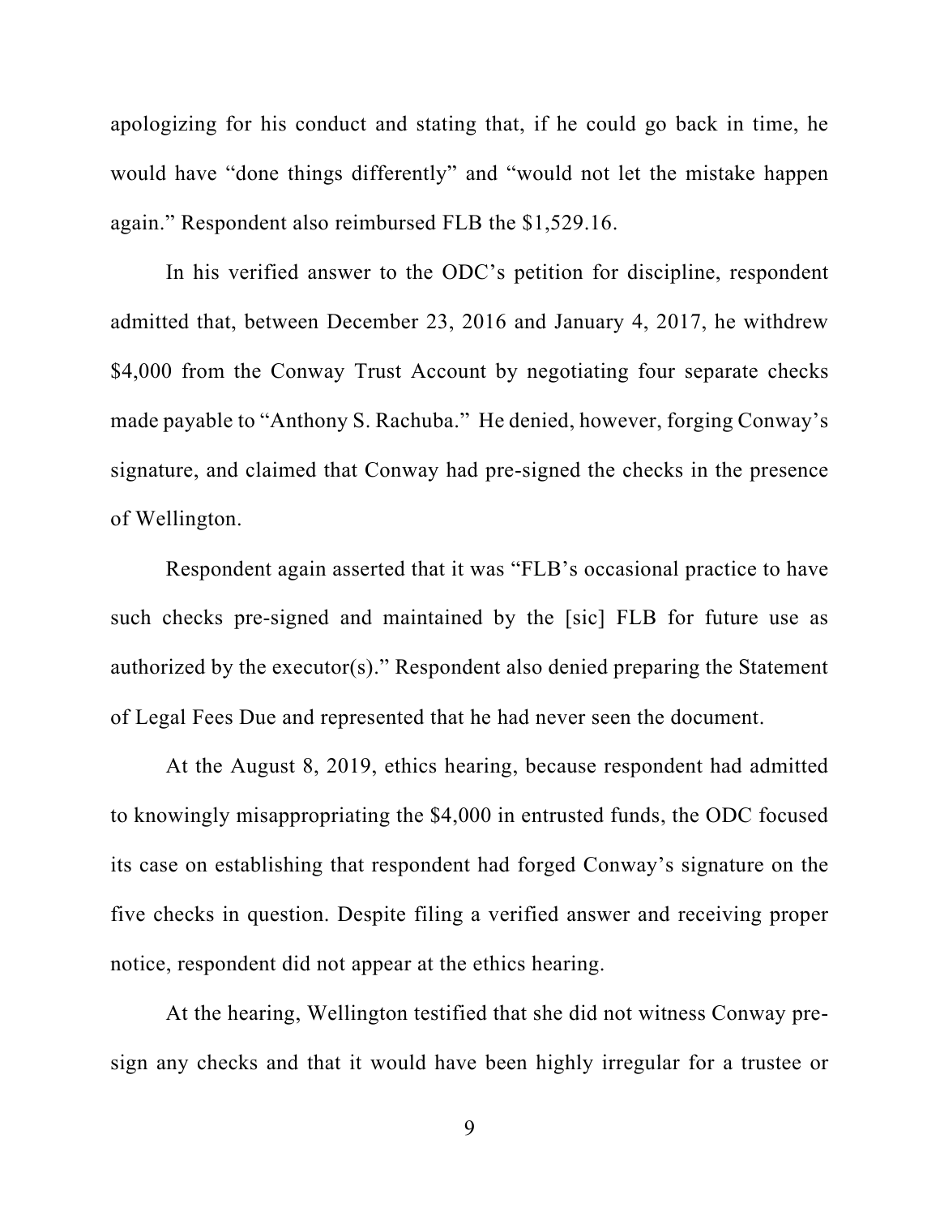apologizing for his conduct and stating that, if he could go back in time, he would have "done things differently" and "would not let the mistake happen again." Respondent also reimbursed FLB the $1,529.16.

In his verified answer to the ODC's petition for discipline, respondent admitted that, between December 23, 2016 and January 4, 2017, he withdrew $4,000 from the Conway Trust Account by negotiating four separate checks made payable to "Anthony S. Rachuba." He denied, however, forging Conway's signature, and claimed that Conway had pre-signed the checks in the presence of Wellington.

Respondent again asserted that it was "FLB's occasional practice to have such checks pre-signed and maintained by the [sic] FLB for future use as authorized by the executor(s)." Respondent also denied preparing the Statement of Legal Fees Due and represented that he had never seen the document.

At the August 8, 2019, ethics hearing, because respondent had admitted to knowingly misappropriating the $4,000 in entrusted funds, the ODC focused its case on establishing that respondent had forged Conway's signature on the five checks in question. Despite filing a verified answer and receiving proper notice, respondent did not appear at the ethics hearing.

At the hearing, Wellington testified that she did not witness Conway pre-sign any checks and that it would have been highly irregular for a trustee or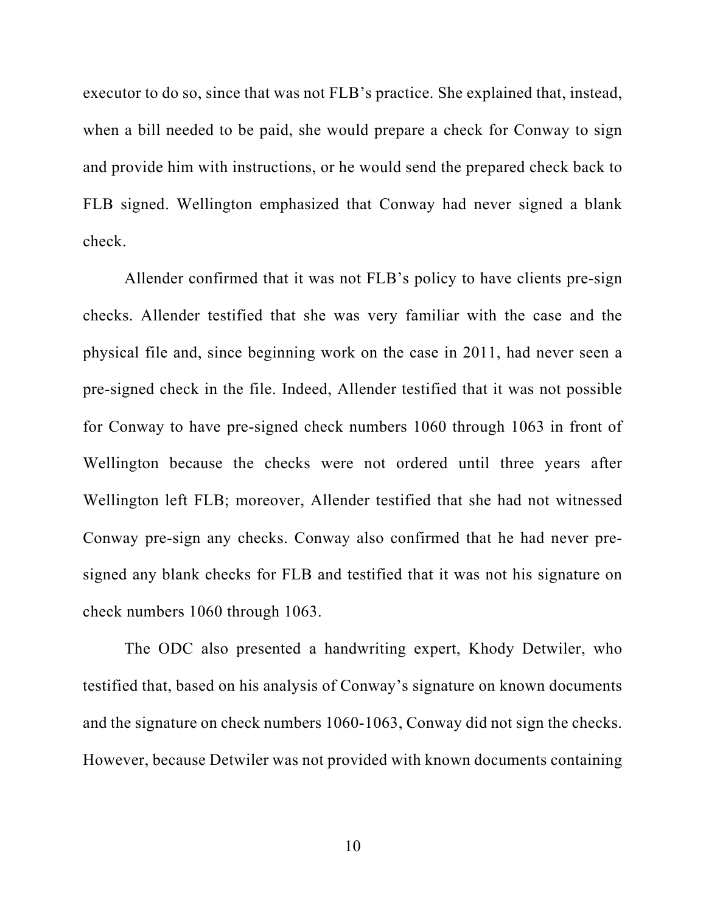executor to do so, since that was not FLB's practice. She explained that, instead, when a bill needed to be paid, she would prepare a check for Conway to sign and provide him with instructions, or he would send the prepared check back to FLB signed. Wellington emphasized that Conway had never signed a blank check.

Allender confirmed that it was not FLB's policy to have clients pre-sign checks. Allender testified that she was very familiar with the case and the physical file and, since beginning work on the case in 2011, had never seen a pre-signed check in the file. Indeed, Allender testified that it was not possible for Conway to have pre-signed check numbers 1060 through 1063 in front of Wellington because the checks were not ordered until three years after Wellington left FLB; moreover, Allender testified that she had not witnessed Conway pre-sign any checks. Conway also confirmed that he had never pre-signed any blank checks for FLB and testified that it was not his signature on check numbers 1060 through 1063.

The ODC also presented a handwriting expert, Khody Detwiler, who testified that, based on his analysis of Conway's signature on known documents and the signature on check numbers 1060-1063, Conway did not sign the checks. However, because Detwiler was not provided with known documents containing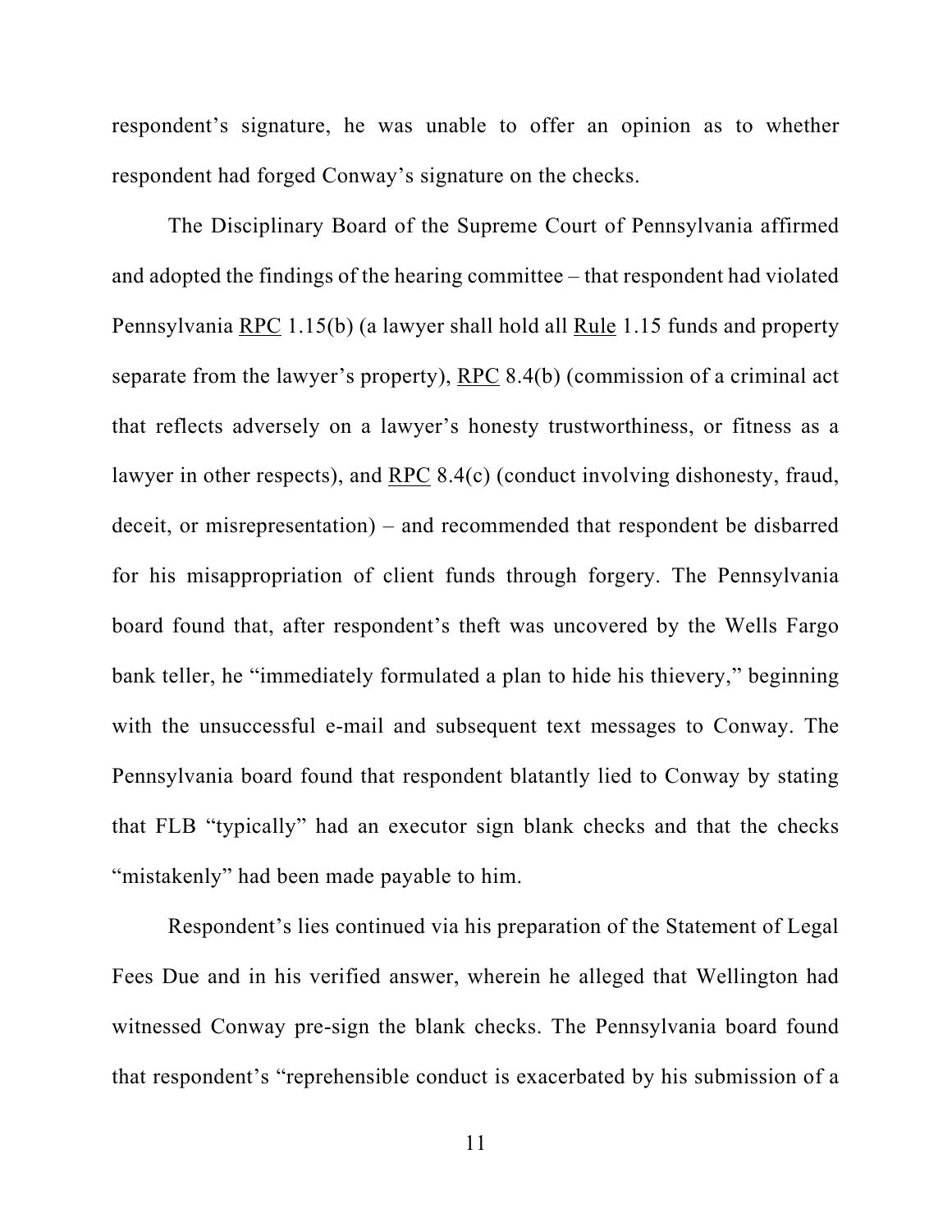respondent's signature, he was unable to offer an opinion as to whether respondent had forged Conway's signature on the checks.

The Disciplinary Board of the Supreme Court of Pennsylvania affirmed and adopted the findings of the hearing committee – that respondent had violated Pennsylvania RPC 1.15(b) (a lawyer shall hold all Rule 1.15 funds and property separate from the lawyer's property), RPC 8.4(b) (commission of a criminal act that reflects adversely on a lawyer's honesty trustworthiness, or fitness as a lawyer in other respects), and RPC 8.4(c) (conduct involving dishonesty, fraud, deceit, or misrepresentation) – and recommended that respondent be disbarred for his misappropriation of client funds through forgery. The Pennsylvania board found that, after respondent's theft was uncovered by the Wells Fargo bank teller, he "immediately formulated a plan to hide his thievery," beginning with the unsuccessful e-mail and subsequent text messages to Conway. The Pennsylvania board found that respondent blatantly lied to Conway by stating that FLB "typically" had an executor sign blank checks and that the checks "mistakenly" had been made payable to him.

Respondent's lies continued via his preparation of the Statement of Legal Fees Due and in his verified answer, wherein he alleged that Wellington had witnessed Conway pre-sign the blank checks. The Pennsylvania board found that respondent's "reprehensible conduct is exacerbated by his submission of a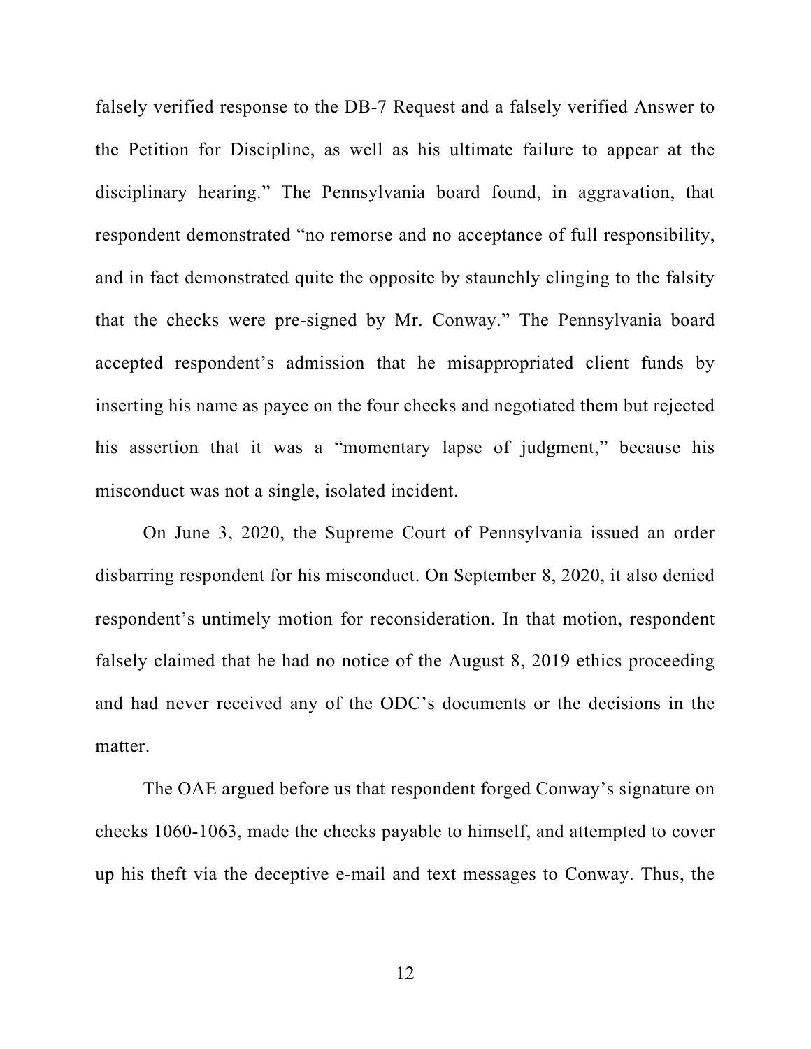falsely verified response to the DB-7 Request and a falsely verified Answer to the Petition for Discipline, as well as his ultimate failure to appear at the disciplinary hearing." The Pennsylvania board found, in aggravation, that respondent demonstrated "no remorse and no acceptance of full responsibility, and in fact demonstrated quite the opposite by staunchly clinging to the falsity that the checks were pre-signed by Mr. Conway." The Pennsylvania board accepted respondent's admission that he misappropriated client funds by inserting his name as payee on the four checks and negotiated them but rejected his assertion that it was a "momentary lapse of judgment," because his misconduct was not a single, isolated incident.

On June 3, 2020, the Supreme Court of Pennsylvania issued an order disbarring respondent for his misconduct. On September 8, 2020, it also denied respondent's untimely motion for reconsideration. In that motion, respondent falsely claimed that he had no notice of the August 8, 2019 ethics proceeding and had never received any of the ODC's documents or the decisions in the matter.

The OAE argued before us that respondent forged Conway's signature on checks 1060-1063, made the checks payable to himself, and attempted to cover up his theft via the deceptive e-mail and text messages to Conway. Thus, the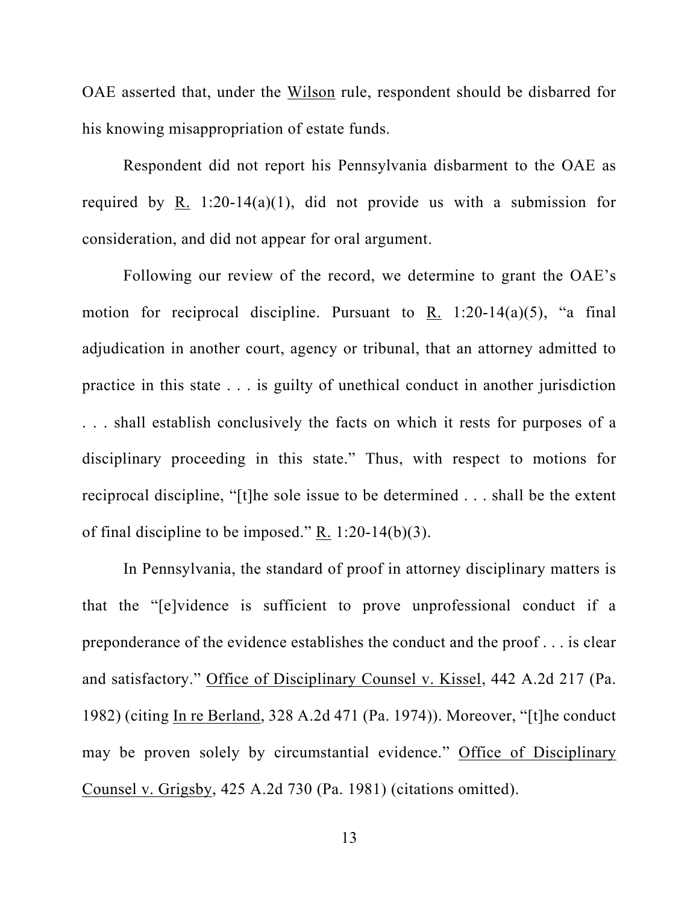OAE asserted that, under the Wilson rule, respondent should be disbarred for his knowing misappropriation of estate funds.

Respondent did not report his Pennsylvania disbarment to the OAE as required by R. 1:20-14(a)(1), did not provide us with a submission for consideration, and did not appear for oral argument.

Following our review of the record, we determine to grant the OAE's motion for reciprocal discipline. Pursuant to R. 1:20-14(a)(5), "a final adjudication in another court, agency or tribunal, that an attorney admitted to practice in this state . . . is guilty of unethical conduct in another jurisdiction . . . shall establish conclusively the facts on which it rests for purposes of a disciplinary proceeding in this state." Thus, with respect to motions for reciprocal discipline, "[t]he sole issue to be determined . . . shall be the extent of final discipline to be imposed." R. 1:20-14(b)(3).

In Pennsylvania, the standard of proof in attorney disciplinary matters is that the "[e]vidence is sufficient to prove unprofessional conduct if a preponderance of the evidence establishes the conduct and the proof . . . is clear and satisfactory." Office of Disciplinary Counsel v. Kissel, 442 A.2d 217 (Pa. 1982) (citing In re Berland, 328 A.2d 471 (Pa. 1974)). Moreover, "[t]he conduct may be proven solely by circumstantial evidence." Office of Disciplinary Counsel v. Grigsby, 425 A.2d 730 (Pa. 1981) (citations omitted).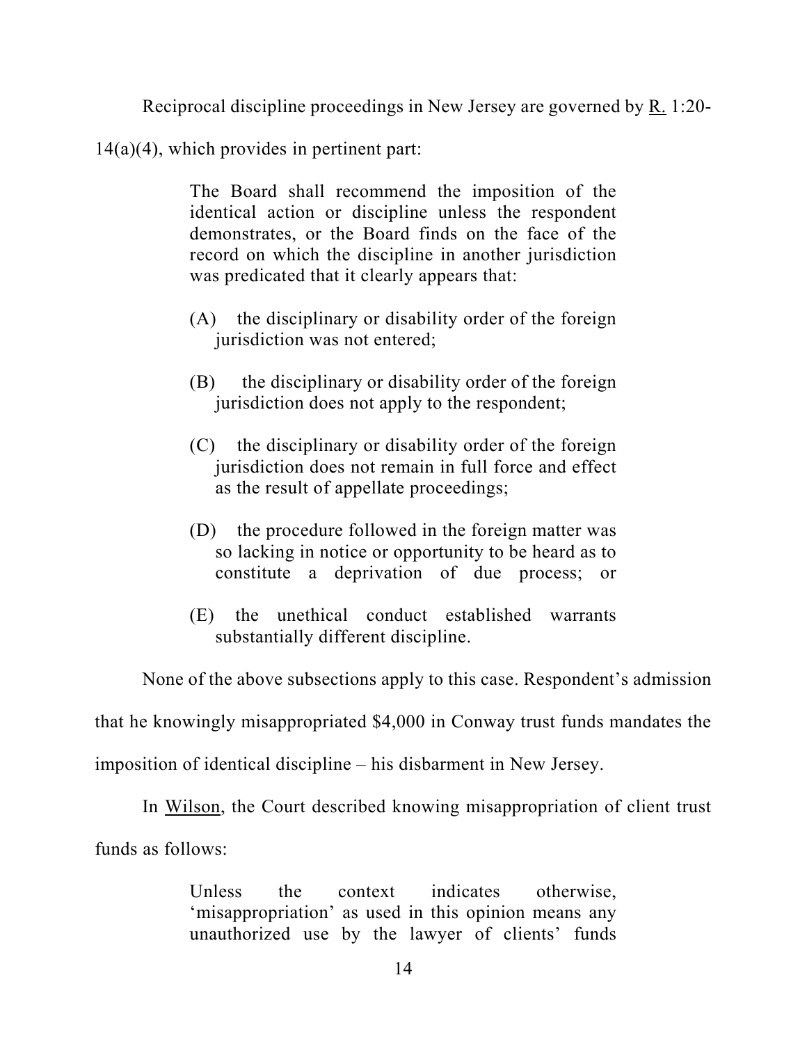Reciprocal discipline proceedings in New Jersey are governed by R. 1:20-14(a)(4), which provides in pertinent part:

> The Board shall recommend the imposition of the identical action or discipline unless the respondent demonstrates, or the Board finds on the face of the record on which the discipline in another jurisdiction was predicated that it clearly appears that:
>
> (A) the disciplinary or disability order of the foreign jurisdiction was not entered;
>
> (B) the disciplinary or disability order of the foreign jurisdiction does not apply to the respondent;
>
> (C) the disciplinary or disability order of the foreign jurisdiction does not remain in full force and effect as the result of appellate proceedings;
>
> (D) the procedure followed in the foreign matter was so lacking in notice or opportunity to be heard as to constitute a deprivation of due process; or
>
> (E) the unethical conduct established warrants substantially different discipline.

None of the above subsections apply to this case. Respondent's admission that he knowingly misappropriated $4,000 in Conway trust funds mandates the imposition of identical discipline – his disbarment in New Jersey.

In Wilson, the Court described knowing misappropriation of client trust funds as follows:

> Unless the context indicates otherwise, 'misappropriation' as used in this opinion means any unauthorized use by the lawyer of clients' funds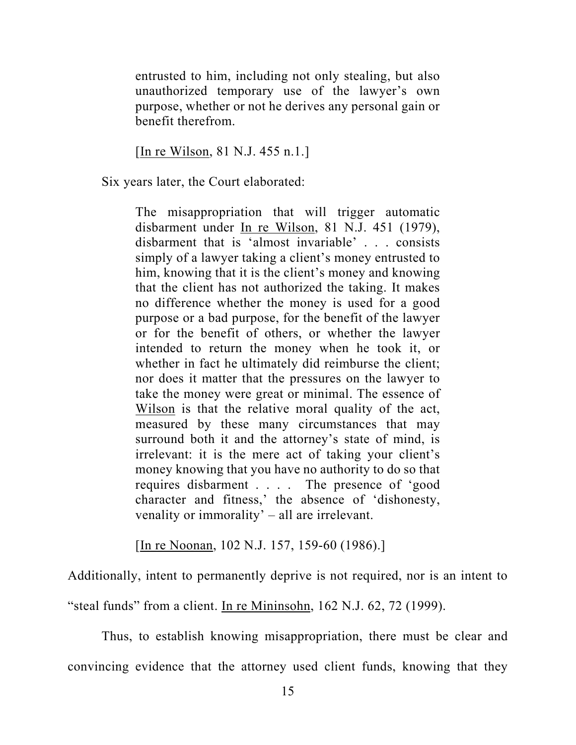> entrusted to him, including not only stealing, but also unauthorized temporary use of the lawyer's own purpose, whether or not he derives any personal gain or benefit therefrom.
>
> [<u>In re Wilson</u>, 81 N.J. 455 n.1.]

Six years later, the Court elaborated:

> The misappropriation that will trigger automatic disbarment under <u>In re Wilson</u>, 81 N.J. 451 (1979), disbarment that is 'almost invariable' . . . consists simply of a lawyer taking a client's money entrusted to him, knowing that it is the client's money and knowing that the client has not authorized the taking. It makes no difference whether the money is used for a good purpose or a bad purpose, for the benefit of the lawyer or for the benefit of others, or whether the lawyer intended to return the money when he took it, or whether in fact he ultimately did reimburse the client; nor does it matter that the pressures on the lawyer to take the money were great or minimal. The essence of <u>Wilson</u> is that the relative moral quality of the act, measured by these many circumstances that may surround both it and the attorney's state of mind, is irrelevant: it is the mere act of taking your client's money knowing that you have no authority to do so that requires disbarment . . . . The presence of 'good character and fitness,' the absence of 'dishonesty, venality or immorality' – all are irrelevant.
>
> [<u>In re Noonan</u>, 102 N.J. 157, 159-60 (1986).]

Additionally, intent to permanently deprive is not required, nor is an intent to "steal funds" from a client. <u>In re Mininsohn</u>, 162 N.J. 62, 72 (1999).

Thus, to establish knowing misappropriation, there must be clear and convincing evidence that the attorney used client funds, knowing that they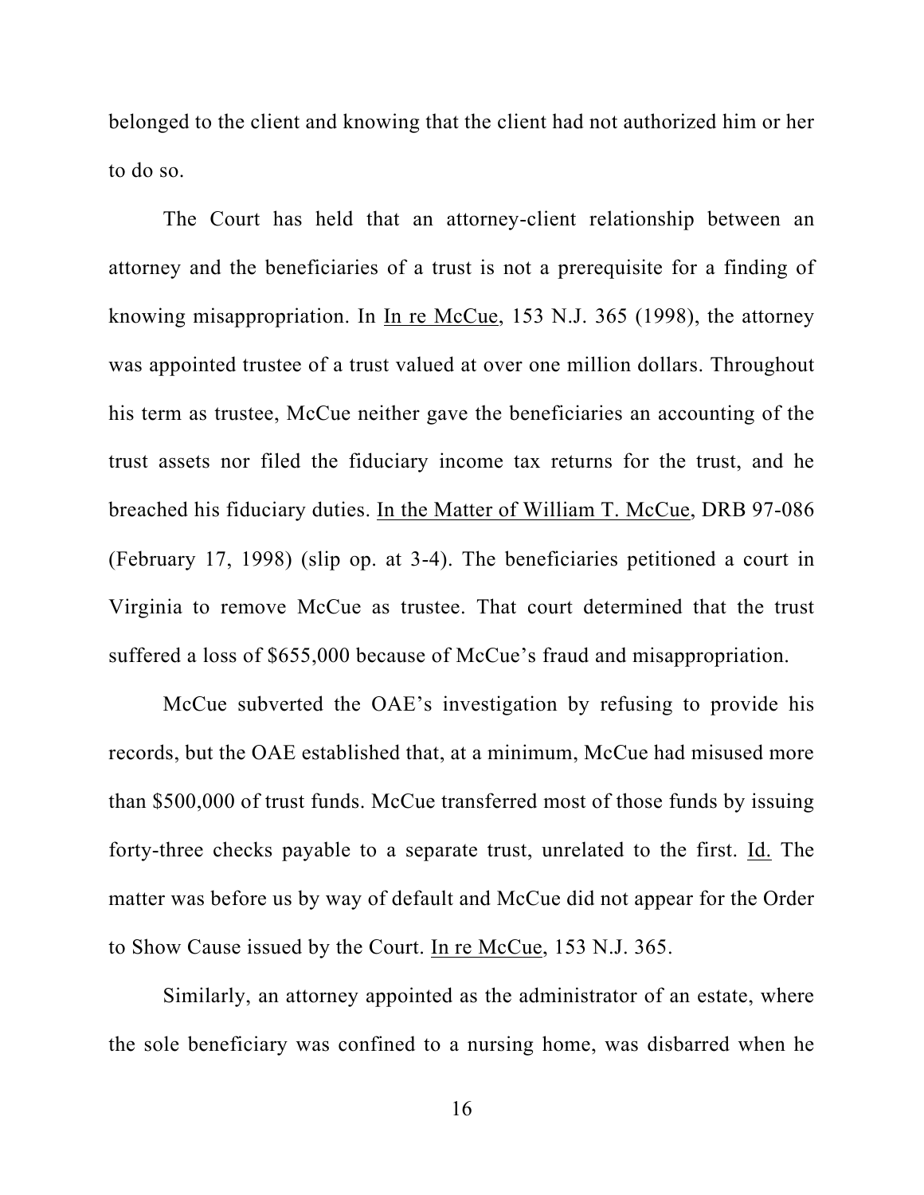belonged to the client and knowing that the client had not authorized him or her to do so.

The Court has held that an attorney-client relationship between an attorney and the beneficiaries of a trust is not a prerequisite for a finding of knowing misappropriation. In In re McCue, 153 N.J. 365 (1998), the attorney was appointed trustee of a trust valued at over one million dollars. Throughout his term as trustee, McCue neither gave the beneficiaries an accounting of the trust assets nor filed the fiduciary income tax returns for the trust, and he breached his fiduciary duties. In the Matter of William T. McCue, DRB 97-086 (February 17, 1998) (slip op. at 3-4). The beneficiaries petitioned a court in Virginia to remove McCue as trustee. That court determined that the trust suffered a loss of $655,000 because of McCue's fraud and misappropriation.

McCue subverted the OAE's investigation by refusing to provide his records, but the OAE established that, at a minimum, McCue had misused more than $500,000 of trust funds. McCue transferred most of those funds by issuing forty-three checks payable to a separate trust, unrelated to the first. Id. The matter was before us by way of default and McCue did not appear for the Order to Show Cause issued by the Court. In re McCue, 153 N.J. 365.

Similarly, an attorney appointed as the administrator of an estate, where the sole beneficiary was confined to a nursing home, was disbarred when he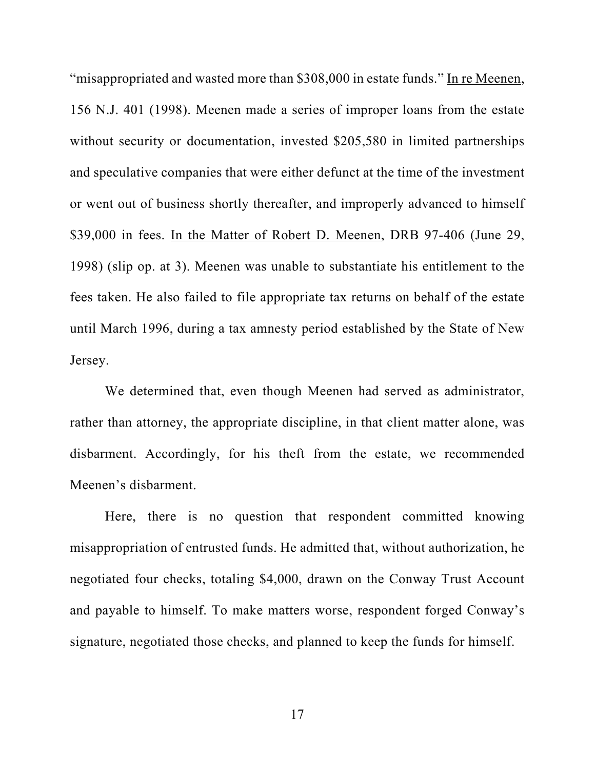"misappropriated and wasted more than $308,000 in estate funds." In re Meenen, 156 N.J. 401 (1998). Meenen made a series of improper loans from the estate without security or documentation, invested $205,580 in limited partnerships and speculative companies that were either defunct at the time of the investment or went out of business shortly thereafter, and improperly advanced to himself $39,000 in fees. In the Matter of Robert D. Meenen, DRB 97-406 (June 29, 1998) (slip op. at 3). Meenen was unable to substantiate his entitlement to the fees taken. He also failed to file appropriate tax returns on behalf of the estate until March 1996, during a tax amnesty period established by the State of New Jersey.

We determined that, even though Meenen had served as administrator, rather than attorney, the appropriate discipline, in that client matter alone, was disbarment. Accordingly, for his theft from the estate, we recommended Meenen's disbarment.

Here, there is no question that respondent committed knowing misappropriation of entrusted funds. He admitted that, without authorization, he negotiated four checks, totaling $4,000, drawn on the Conway Trust Account and payable to himself. To make matters worse, respondent forged Conway's signature, negotiated those checks, and planned to keep the funds for himself.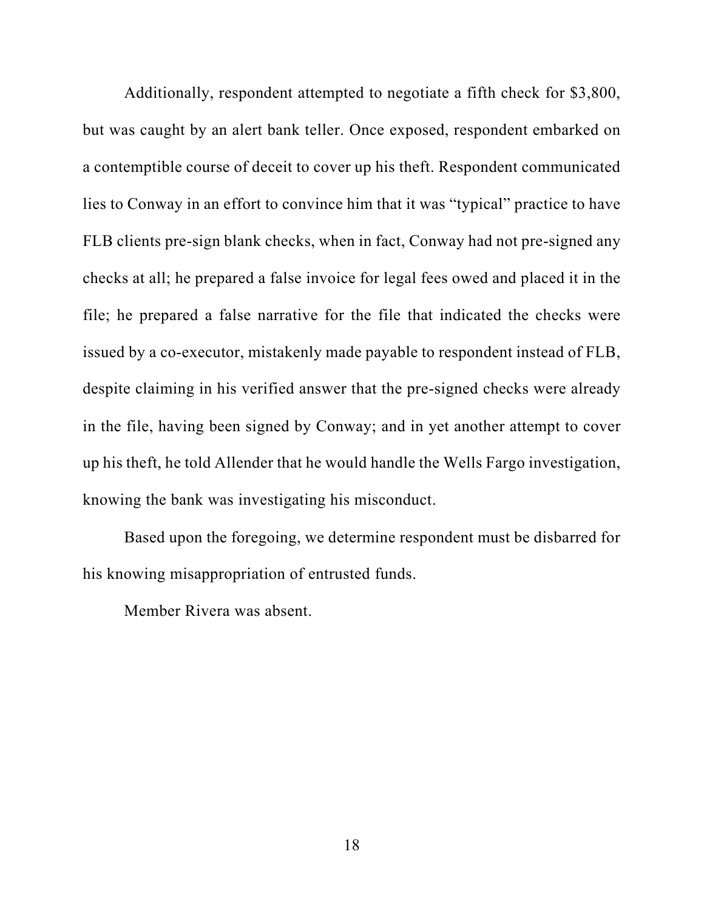Additionally, respondent attempted to negotiate a fifth check for $3,800, but was caught by an alert bank teller. Once exposed, respondent embarked on a contemptible course of deceit to cover up his theft. Respondent communicated lies to Conway in an effort to convince him that it was "typical" practice to have FLB clients pre-sign blank checks, when in fact, Conway had not pre-signed any checks at all; he prepared a false invoice for legal fees owed and placed it in the file; he prepared a false narrative for the file that indicated the checks were issued by a co-executor, mistakenly made payable to respondent instead of FLB, despite claiming in his verified answer that the pre-signed checks were already in the file, having been signed by Conway; and in yet another attempt to cover up his theft, he told Allender that he would handle the Wells Fargo investigation, knowing the bank was investigating his misconduct.

Based upon the foregoing, we determine respondent must be disbarred for his knowing misappropriation of entrusted funds.

Member Rivera was absent.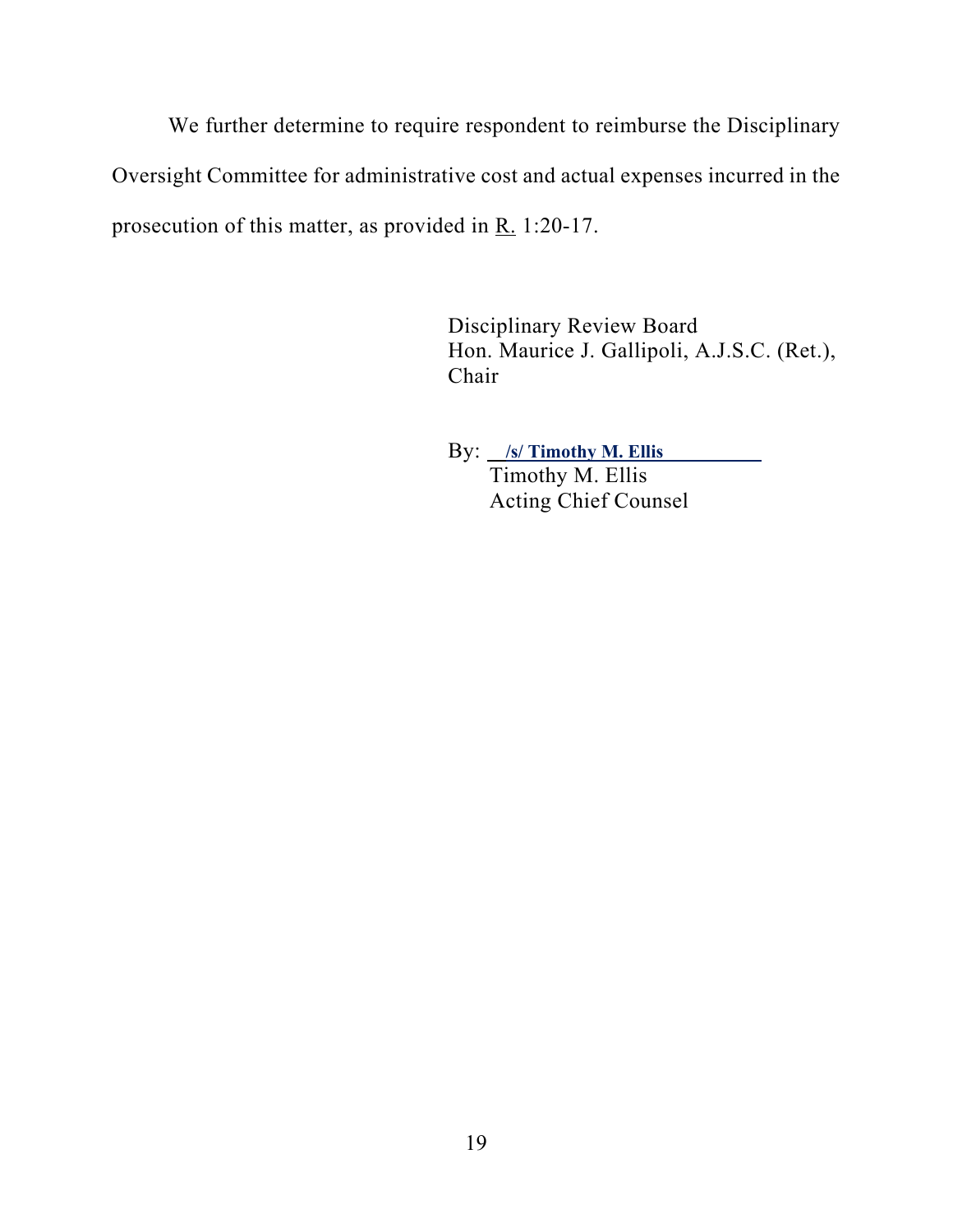We further determine to require respondent to reimburse the Disciplinary Oversight Committee for administrative cost and actual expenses incurred in the prosecution of this matter, as provided in R. 1:20-17.

Disciplinary Review Board
Hon. Maurice J. Gallipoli, A.J.S.C. (Ret.), Chair

By: /s/ Timothy M. Ellis
Timothy M. Ellis
Acting Chief Counsel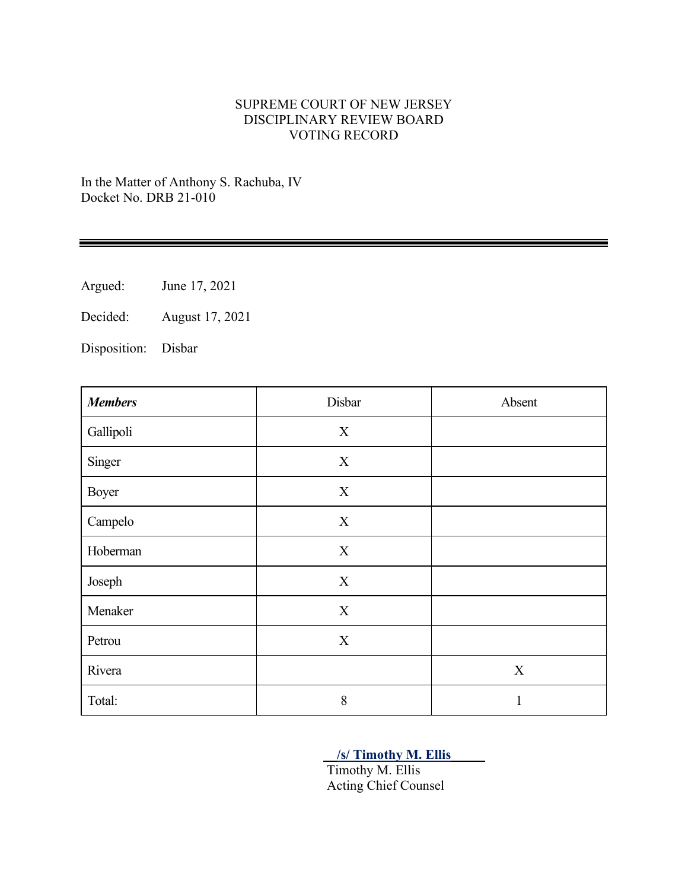SUPREME COURT OF NEW JERSEY
DISCIPLINARY REVIEW BOARD
VOTING RECORD

In the Matter of Anthony S. Rachuba, IV
Docket No. DRB 21-010

---

Argued: June 17, 2021

Decided: August 17, 2021

Disposition: Disbar

| ***Members*** | Disbar | Absent |
|---|---|---|
| Gallipoli | X | |
| Singer | X | |
| Boyer | X | |
| Campelo | X | |
| Hoberman | X | |
| Joseph | X | |
| Menaker | X | |
| Petrou | X | |
| Rivera | | X |
| Total: | 8 | 1 |

**/s/ Timothy M. Ellis**
Timothy M. Ellis
Acting Chief Counsel